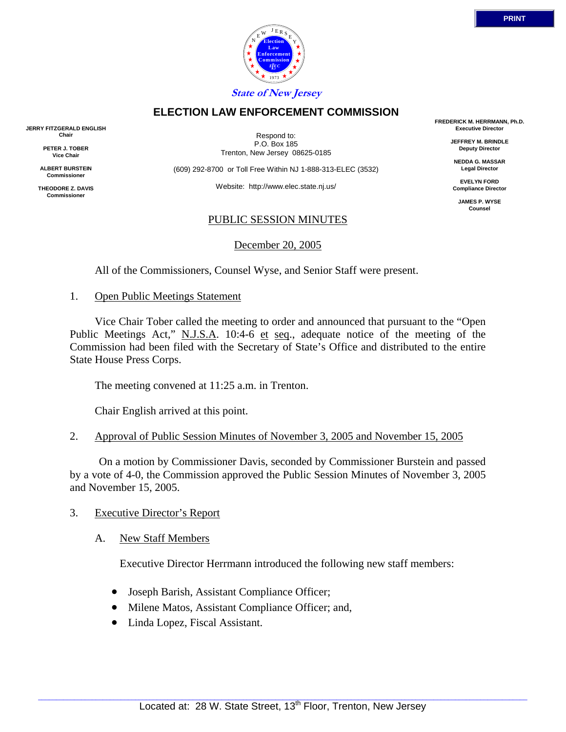**PRINT**

*State of New Jersey*

# ELECTION LAW ENFORCEMENT COMMISSION

**JERRY FITZGERALD ENGLISH**
**Chair**

**PETER J. TOBER**
**Vice Chair**

**ALBERT BURSTEIN**
**Commissioner**

**THEODORE Z. DAVIS**
**Commissioner**

Respond to:
P.O. Box 185
Trenton, New Jersey 08625-0185

(609) 292-8700 or Toll Free Within NJ 1-888-313-ELEC (3532)

Website: http://www.elec.state.nj.us/

**FREDERICK M. HERRMANN, Ph.D.**
**Executive Director**

**JEFFREY M. BRINDLE**
**Deputy Director**

**NEDDA G. MASSAR**
**Legal Director**

**EVELYN FORD**
**Compliance Director**

**JAMES P. WYSE**
**Counsel**

## PUBLIC SESSION MINUTES

December 20, 2005

All of the Commissioners, Counsel Wyse, and Senior Staff were present.

1. Open Public Meetings Statement

Vice Chair Tober called the meeting to order and announced that pursuant to the "Open Public Meetings Act," N.J.S.A. 10:4-6 et seq., adequate notice of the meeting of the Commission had been filed with the Secretary of State's Office and distributed to the entire State House Press Corps.

The meeting convened at 11:25 a.m. in Trenton.

Chair English arrived at this point.

2. Approval of Public Session Minutes of November 3, 2005 and November 15, 2005

On a motion by Commissioner Davis, seconded by Commissioner Burstein and passed by a vote of 4-0, the Commission approved the Public Session Minutes of November 3, 2005 and November 15, 2005.

3. Executive Director's Report

A. New Staff Members

Executive Director Herrmann introduced the following new staff members:

- Joseph Barish, Assistant Compliance Officer;
- Milene Matos, Assistant Compliance Officer; and,
- Linda Lopez, Fiscal Assistant.

Located at: 28 W. State Street, 13th Floor, Trenton, New Jersey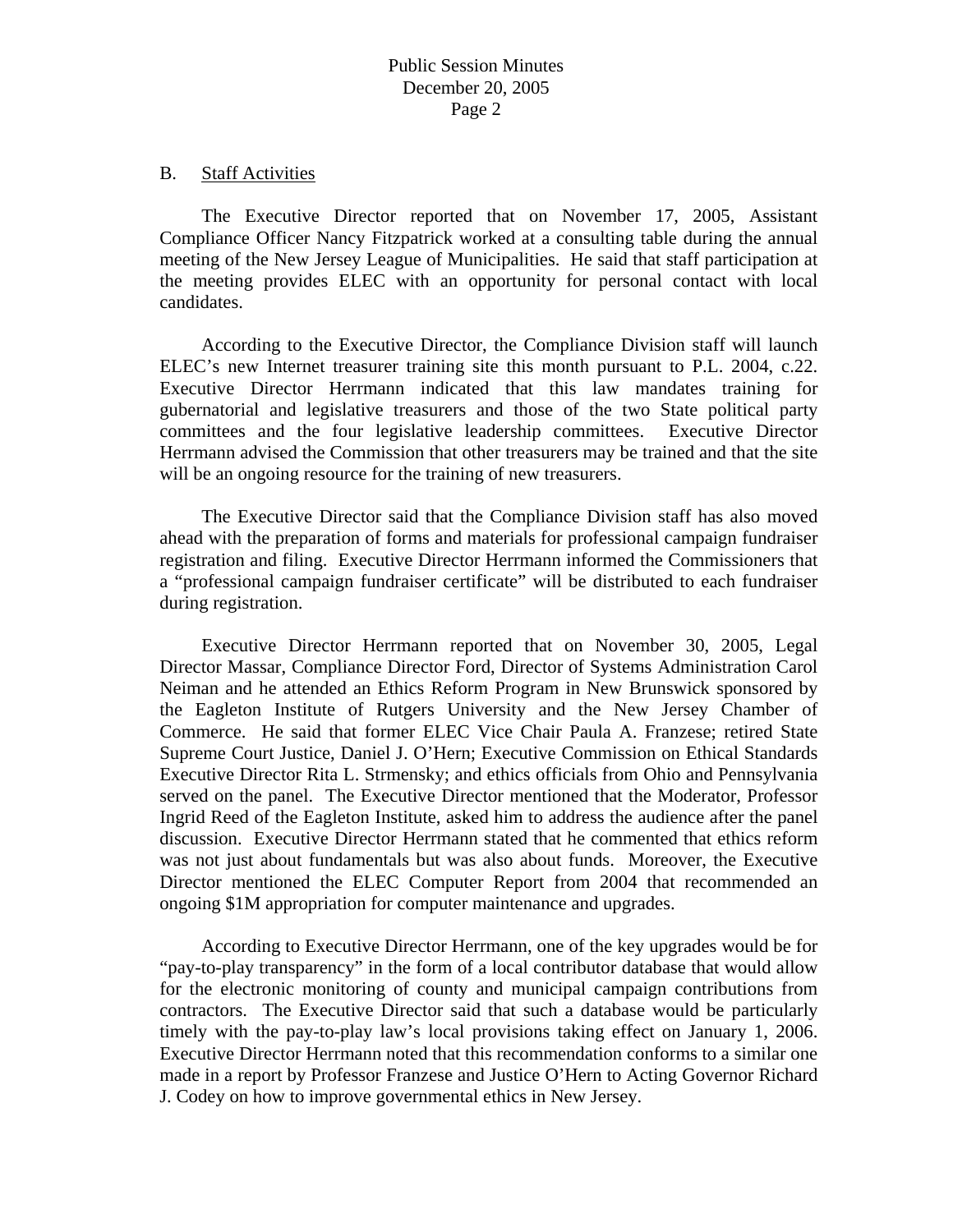### B. Staff Activities

The Executive Director reported that on November 17, 2005, Assistant Compliance Officer Nancy Fitzpatrick worked at a consulting table during the annual meeting of the New Jersey League of Municipalities. He said that staff participation at the meeting provides ELEC with an opportunity for personal contact with local candidates.

According to the Executive Director, the Compliance Division staff will launch ELEC's new Internet treasurer training site this month pursuant to P.L. 2004, c.22. Executive Director Herrmann indicated that this law mandates training for gubernatorial and legislative treasurers and those of the two State political party committees and the four legislative leadership committees. Executive Director Herrmann advised the Commission that other treasurers may be trained and that the site will be an ongoing resource for the training of new treasurers.

The Executive Director said that the Compliance Division staff has also moved ahead with the preparation of forms and materials for professional campaign fundraiser registration and filing. Executive Director Herrmann informed the Commissioners that a "professional campaign fundraiser certificate" will be distributed to each fundraiser during registration.

Executive Director Herrmann reported that on November 30, 2005, Legal Director Massar, Compliance Director Ford, Director of Systems Administration Carol Neiman and he attended an Ethics Reform Program in New Brunswick sponsored by the Eagleton Institute of Rutgers University and the New Jersey Chamber of Commerce. He said that former ELEC Vice Chair Paula A. Franzese; retired State Supreme Court Justice, Daniel J. O'Hern; Executive Commission on Ethical Standards Executive Director Rita L. Strmensky; and ethics officials from Ohio and Pennsylvania served on the panel. The Executive Director mentioned that the Moderator, Professor Ingrid Reed of the Eagleton Institute, asked him to address the audience after the panel discussion. Executive Director Herrmann stated that he commented that ethics reform was not just about fundamentals but was also about funds. Moreover, the Executive Director mentioned the ELEC Computer Report from 2004 that recommended an ongoing $1M appropriation for computer maintenance and upgrades.

According to Executive Director Herrmann, one of the key upgrades would be for "pay-to-play transparency" in the form of a local contributor database that would allow for the electronic monitoring of county and municipal campaign contributions from contractors. The Executive Director said that such a database would be particularly timely with the pay-to-play law's local provisions taking effect on January 1, 2006. Executive Director Herrmann noted that this recommendation conforms to a similar one made in a report by Professor Franzese and Justice O'Hern to Acting Governor Richard J. Codey on how to improve governmental ethics in New Jersey.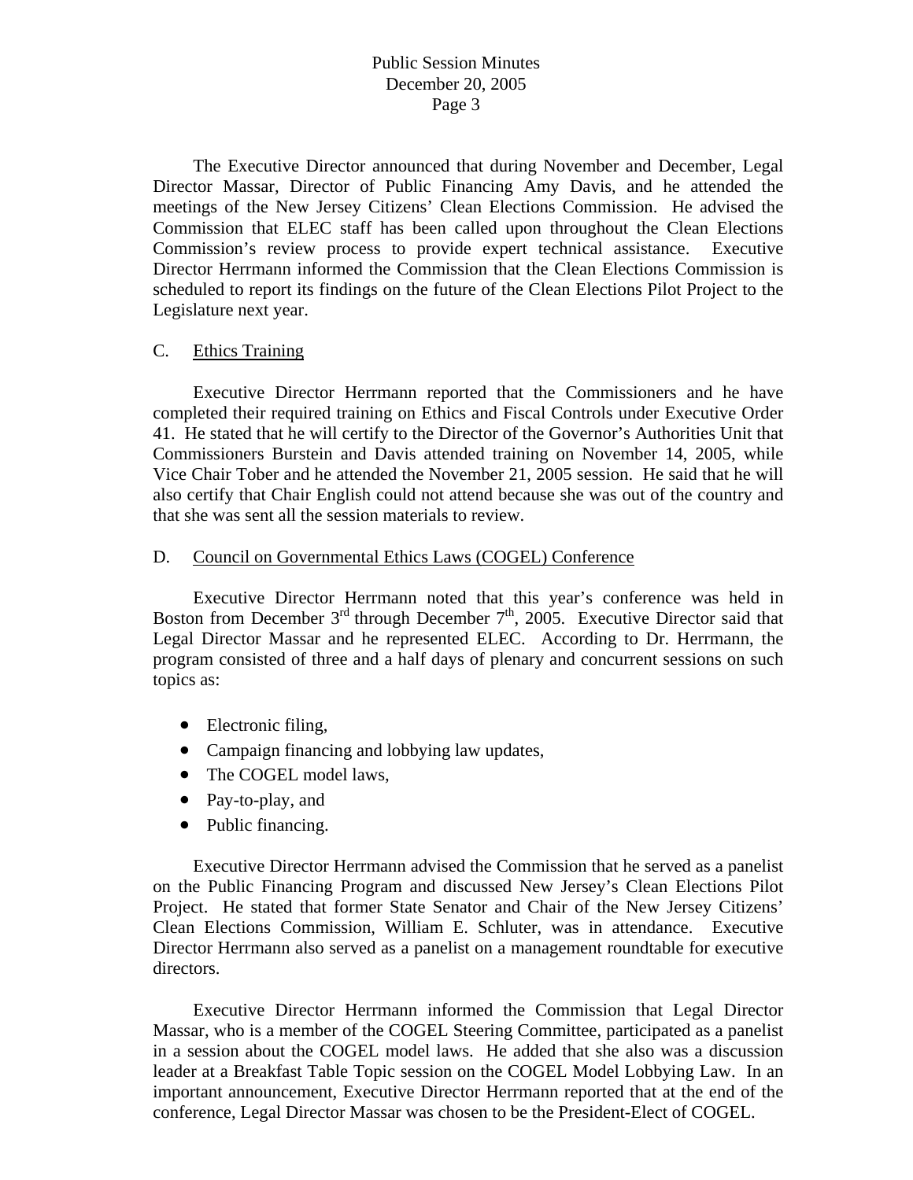The Executive Director announced that during November and December, Legal Director Massar, Director of Public Financing Amy Davis, and he attended the meetings of the New Jersey Citizens' Clean Elections Commission. He advised the Commission that ELEC staff has been called upon throughout the Clean Elections Commission's review process to provide expert technical assistance. Executive Director Herrmann informed the Commission that the Clean Elections Commission is scheduled to report its findings on the future of the Clean Elections Pilot Project to the Legislature next year.

C. Ethics Training

Executive Director Herrmann reported that the Commissioners and he have completed their required training on Ethics and Fiscal Controls under Executive Order 41. He stated that he will certify to the Director of the Governor's Authorities Unit that Commissioners Burstein and Davis attended training on November 14, 2005, while Vice Chair Tober and he attended the November 21, 2005 session. He said that he will also certify that Chair English could not attend because she was out of the country and that she was sent all the session materials to review.

D. Council on Governmental Ethics Laws (COGEL) Conference

Executive Director Herrmann noted that this year's conference was held in Boston from December 3rd through December 7th, 2005. Executive Director said that Legal Director Massar and he represented ELEC. According to Dr. Herrmann, the program consisted of three and a half days of plenary and concurrent sessions on such topics as:

- Electronic filing,
- Campaign financing and lobbying law updates,
- The COGEL model laws,
- Pay-to-play, and
- Public financing.

Executive Director Herrmann advised the Commission that he served as a panelist on the Public Financing Program and discussed New Jersey's Clean Elections Pilot Project. He stated that former State Senator and Chair of the New Jersey Citizens' Clean Elections Commission, William E. Schluter, was in attendance. Executive Director Herrmann also served as a panelist on a management roundtable for executive directors.

Executive Director Herrmann informed the Commission that Legal Director Massar, who is a member of the COGEL Steering Committee, participated as a panelist in a session about the COGEL model laws. He added that she also was a discussion leader at a Breakfast Table Topic session on the COGEL Model Lobbying Law. In an important announcement, Executive Director Herrmann reported that at the end of the conference, Legal Director Massar was chosen to be the President-Elect of COGEL.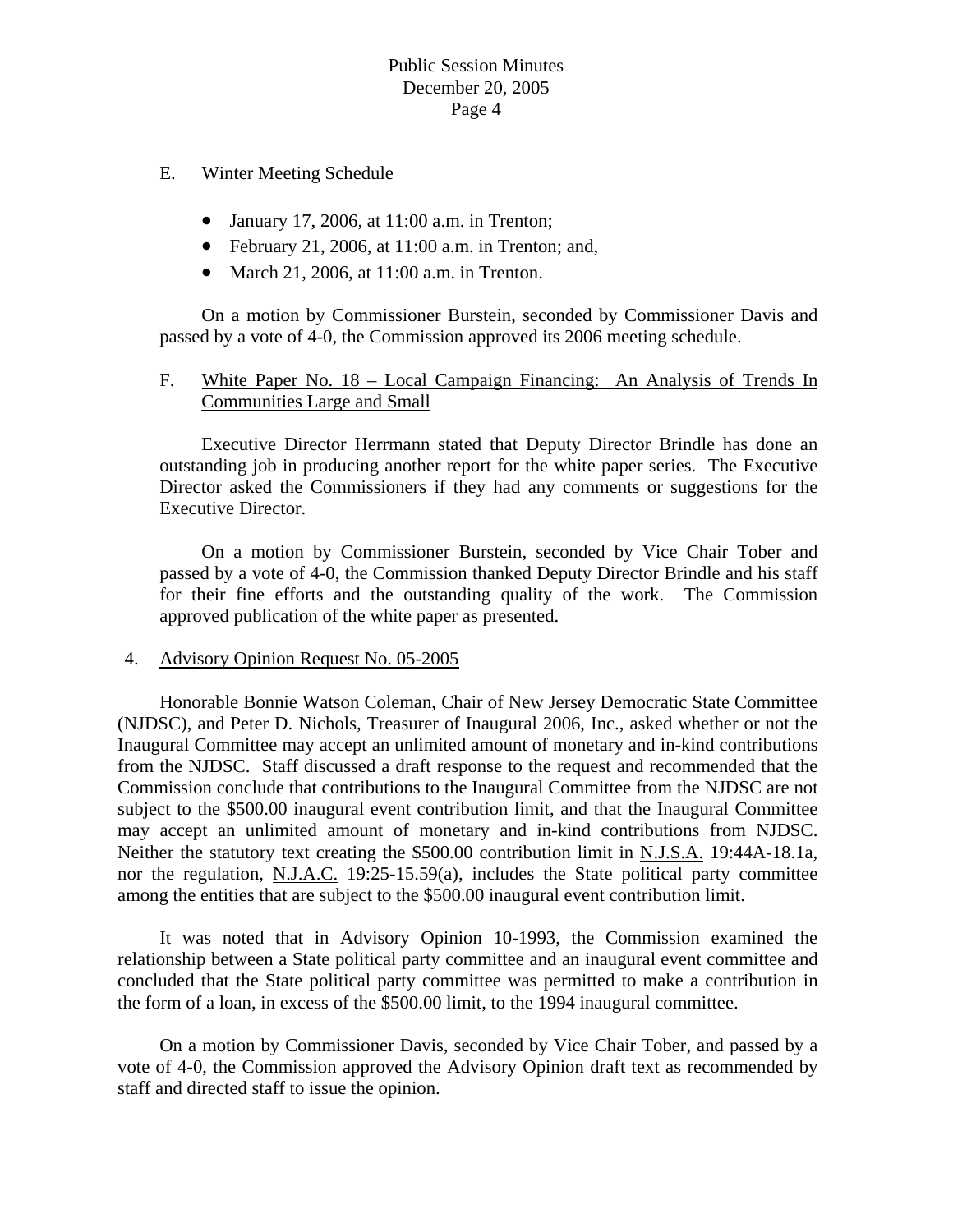E. Winter Meeting Schedule

- January 17, 2006, at 11:00 a.m. in Trenton;
- February 21, 2006, at 11:00 a.m. in Trenton; and,
- March 21, 2006, at 11:00 a.m. in Trenton.

On a motion by Commissioner Burstein, seconded by Commissioner Davis and passed by a vote of 4-0, the Commission approved its 2006 meeting schedule.

F. White Paper No. 18 – Local Campaign Financing: An Analysis of Trends In Communities Large and Small

Executive Director Herrmann stated that Deputy Director Brindle has done an outstanding job in producing another report for the white paper series. The Executive Director asked the Commissioners if they had any comments or suggestions for the Executive Director.

On a motion by Commissioner Burstein, seconded by Vice Chair Tober and passed by a vote of 4-0, the Commission thanked Deputy Director Brindle and his staff for their fine efforts and the outstanding quality of the work. The Commission approved publication of the white paper as presented.

4. Advisory Opinion Request No. 05-2005

Honorable Bonnie Watson Coleman, Chair of New Jersey Democratic State Committee (NJDSC), and Peter D. Nichols, Treasurer of Inaugural 2006, Inc., asked whether or not the Inaugural Committee may accept an unlimited amount of monetary and in-kind contributions from the NJDSC. Staff discussed a draft response to the request and recommended that the Commission conclude that contributions to the Inaugural Committee from the NJDSC are not subject to the $500.00 inaugural event contribution limit, and that the Inaugural Committee may accept an unlimited amount of monetary and in-kind contributions from NJDSC. Neither the statutory text creating the $500.00 contribution limit in N.J.S.A. 19:44A-18.1a, nor the regulation, N.J.A.C. 19:25-15.59(a), includes the State political party committee among the entities that are subject to the $500.00 inaugural event contribution limit.

It was noted that in Advisory Opinion 10-1993, the Commission examined the relationship between a State political party committee and an inaugural event committee and concluded that the State political party committee was permitted to make a contribution in the form of a loan, in excess of the $500.00 limit, to the 1994 inaugural committee.

On a motion by Commissioner Davis, seconded by Vice Chair Tober, and passed by a vote of 4-0, the Commission approved the Advisory Opinion draft text as recommended by staff and directed staff to issue the opinion.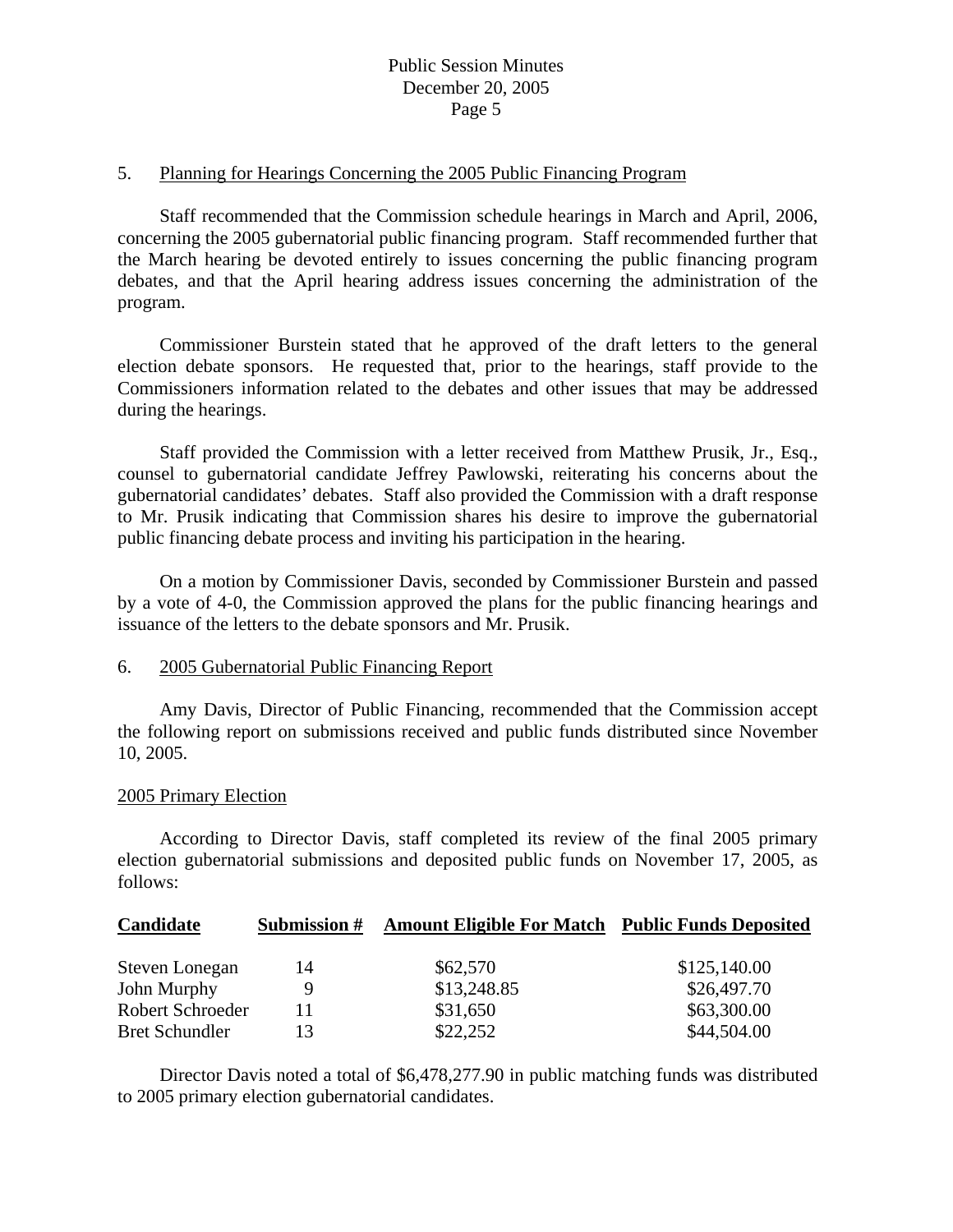5. <u>Planning for Hearings Concerning the 2005 Public Financing Program</u>

Staff recommended that the Commission schedule hearings in March and April, 2006, concerning the 2005 gubernatorial public financing program. Staff recommended further that the March hearing be devoted entirely to issues concerning the public financing program debates, and that the April hearing address issues concerning the administration of the program.

Commissioner Burstein stated that he approved of the draft letters to the general election debate sponsors. He requested that, prior to the hearings, staff provide to the Commissioners information related to the debates and other issues that may be addressed during the hearings.

Staff provided the Commission with a letter received from Matthew Prusik, Jr., Esq., counsel to gubernatorial candidate Jeffrey Pawlowski, reiterating his concerns about the gubernatorial candidates' debates. Staff also provided the Commission with a draft response to Mr. Prusik indicating that Commission shares his desire to improve the gubernatorial public financing debate process and inviting his participation in the hearing.

On a motion by Commissioner Davis, seconded by Commissioner Burstein and passed by a vote of 4-0, the Commission approved the plans for the public financing hearings and issuance of the letters to the debate sponsors and Mr. Prusik.

6. <u>2005 Gubernatorial Public Financing Report</u>

Amy Davis, Director of Public Financing, recommended that the Commission accept the following report on submissions received and public funds distributed since November 10, 2005.

<u>2005 Primary Election</u>

According to Director Davis, staff completed its review of the final 2005 primary election gubernatorial submissions and deposited public funds on November 17, 2005, as follows:

| Candidate | Submission # | Amount Eligible For Match | Public Funds Deposited |
|---|---|---|---|
| Steven Lonegan | 14 | $62,570 | $125,140.00 |
| John Murphy | 9 | $13,248.85 | $26,497.70 |
| Robert Schroeder | 11 | $31,650 | $63,300.00 |
| Bret Schundler | 13 | $22,252 | $44,504.00 |

Director Davis noted a total of $6,478,277.90 in public matching funds was distributed to 2005 primary election gubernatorial candidates.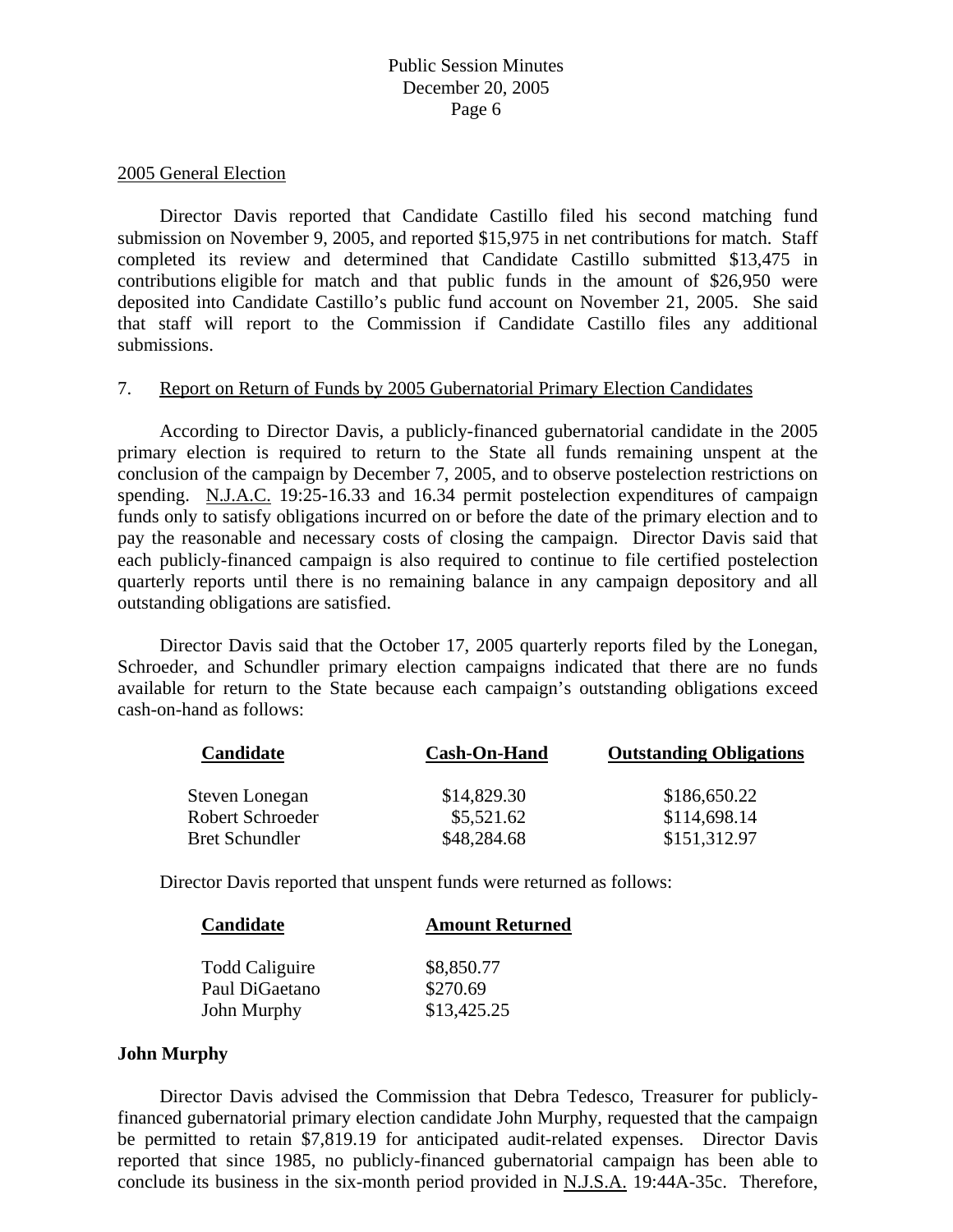2005 General Election

Director Davis reported that Candidate Castillo filed his second matching fund submission on November 9, 2005, and reported $15,975 in net contributions for match. Staff completed its review and determined that Candidate Castillo submitted $13,475 in contributions eligible for match and that public funds in the amount of $26,950 were deposited into Candidate Castillo's public fund account on November 21, 2005. She said that staff will report to the Commission if Candidate Castillo files any additional submissions.

7. Report on Return of Funds by 2005 Gubernatorial Primary Election Candidates

According to Director Davis, a publicly-financed gubernatorial candidate in the 2005 primary election is required to return to the State all funds remaining unspent at the conclusion of the campaign by December 7, 2005, and to observe postelection restrictions on spending. N.J.A.C. 19:25-16.33 and 16.34 permit postelection expenditures of campaign funds only to satisfy obligations incurred on or before the date of the primary election and to pay the reasonable and necessary costs of closing the campaign. Director Davis said that each publicly-financed campaign is also required to continue to file certified postelection quarterly reports until there is no remaining balance in any campaign depository and all outstanding obligations are satisfied.

Director Davis said that the October 17, 2005 quarterly reports filed by the Lonegan, Schroeder, and Schundler primary election campaigns indicated that there are no funds available for return to the State because each campaign's outstanding obligations exceed cash-on-hand as follows:

| Candidate | Cash-On-Hand | Outstanding Obligations |
|---|---|---|
| Steven Lonegan | $14,829.30 | $186,650.22 |
| Robert Schroeder | $5,521.62 | $114,698.14 |
| Bret Schundler | $48,284.68 | $151,312.97 |

Director Davis reported that unspent funds were returned as follows:

| Candidate | Amount Returned |
|---|---|
| Todd Caliguire | $8,850.77 |
| Paul DiGaetano | $270.69 |
| John Murphy | $13,425.25 |

**John Murphy**

Director Davis advised the Commission that Debra Tedesco, Treasurer for publicly-financed gubernatorial primary election candidate John Murphy, requested that the campaign be permitted to retain $7,819.19 for anticipated audit-related expenses. Director Davis reported that since 1985, no publicly-financed gubernatorial campaign has been able to conclude its business in the six-month period provided in N.J.S.A. 19:44A-35c. Therefore,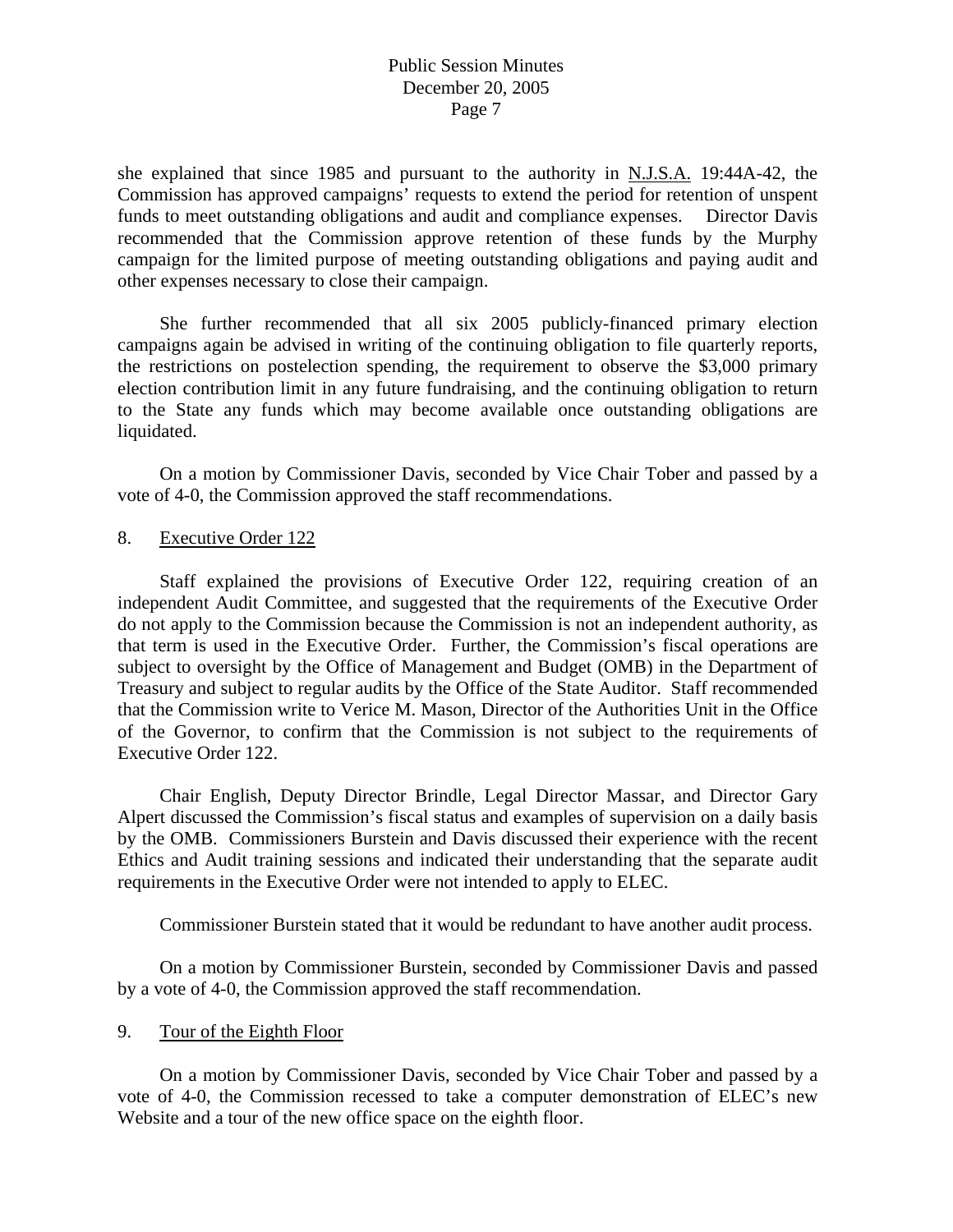she explained that since 1985 and pursuant to the authority in N.J.S.A. 19:44A-42, the Commission has approved campaigns' requests to extend the period for retention of unspent funds to meet outstanding obligations and audit and compliance expenses. Director Davis recommended that the Commission approve retention of these funds by the Murphy campaign for the limited purpose of meeting outstanding obligations and paying audit and other expenses necessary to close their campaign.

She further recommended that all six 2005 publicly-financed primary election campaigns again be advised in writing of the continuing obligation to file quarterly reports, the restrictions on postelection spending, the requirement to observe the $3,000 primary election contribution limit in any future fundraising, and the continuing obligation to return to the State any funds which may become available once outstanding obligations are liquidated.

On a motion by Commissioner Davis, seconded by Vice Chair Tober and passed by a vote of 4-0, the Commission approved the staff recommendations.

8. Executive Order 122

Staff explained the provisions of Executive Order 122, requiring creation of an independent Audit Committee, and suggested that the requirements of the Executive Order do not apply to the Commission because the Commission is not an independent authority, as that term is used in the Executive Order. Further, the Commission's fiscal operations are subject to oversight by the Office of Management and Budget (OMB) in the Department of Treasury and subject to regular audits by the Office of the State Auditor. Staff recommended that the Commission write to Verice M. Mason, Director of the Authorities Unit in the Office of the Governor, to confirm that the Commission is not subject to the requirements of Executive Order 122.

Chair English, Deputy Director Brindle, Legal Director Massar, and Director Gary Alpert discussed the Commission's fiscal status and examples of supervision on a daily basis by the OMB. Commissioners Burstein and Davis discussed their experience with the recent Ethics and Audit training sessions and indicated their understanding that the separate audit requirements in the Executive Order were not intended to apply to ELEC.

Commissioner Burstein stated that it would be redundant to have another audit process.

On a motion by Commissioner Burstein, seconded by Commissioner Davis and passed by a vote of 4-0, the Commission approved the staff recommendation.

9. Tour of the Eighth Floor

On a motion by Commissioner Davis, seconded by Vice Chair Tober and passed by a vote of 4-0, the Commission recessed to take a computer demonstration of ELEC's new Website and a tour of the new office space on the eighth floor.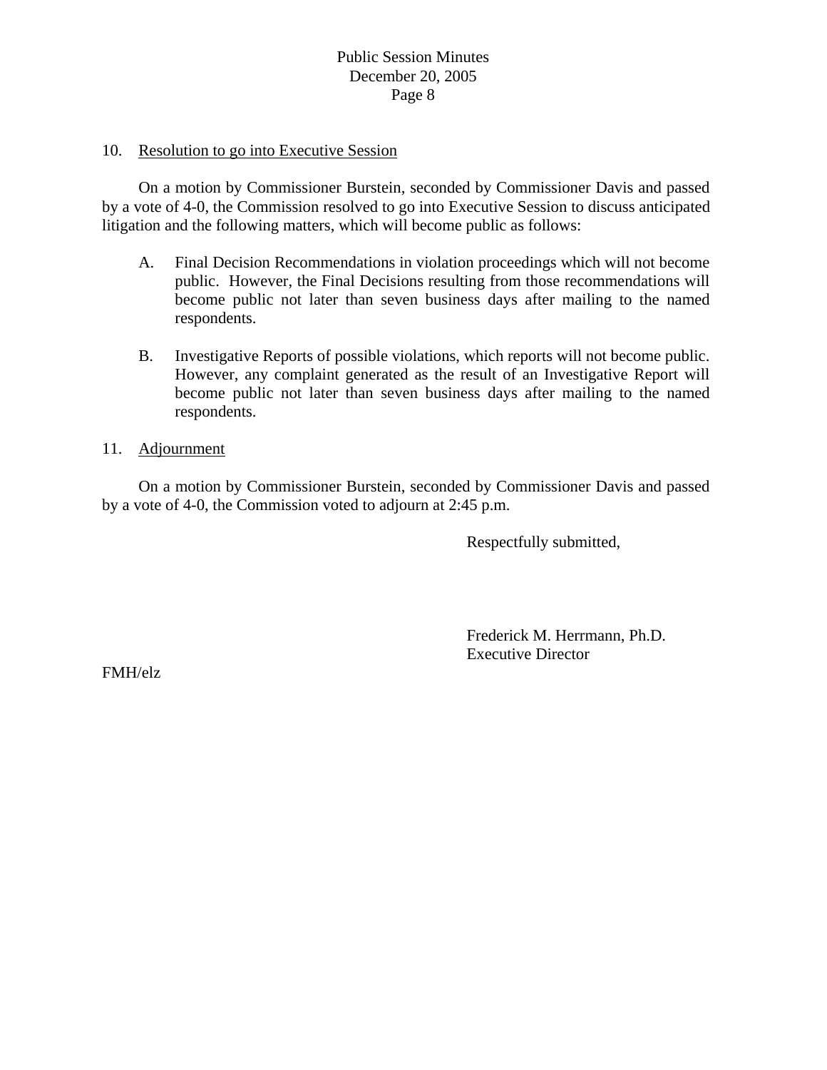10. Resolution to go into Executive Session

On a motion by Commissioner Burstein, seconded by Commissioner Davis and passed by a vote of 4-0, the Commission resolved to go into Executive Session to discuss anticipated litigation and the following matters, which will become public as follows:

A. Final Decision Recommendations in violation proceedings which will not become public. However, the Final Decisions resulting from those recommendations will become public not later than seven business days after mailing to the named respondents.

B. Investigative Reports of possible violations, which reports will not become public. However, any complaint generated as the result of an Investigative Report will become public not later than seven business days after mailing to the named respondents.

11. Adjournment

On a motion by Commissioner Burstein, seconded by Commissioner Davis and passed by a vote of 4-0, the Commission voted to adjourn at 2:45 p.m.

Respectfully submitted,

Frederick M. Herrmann, Ph.D.
Executive Director

FMH/elz